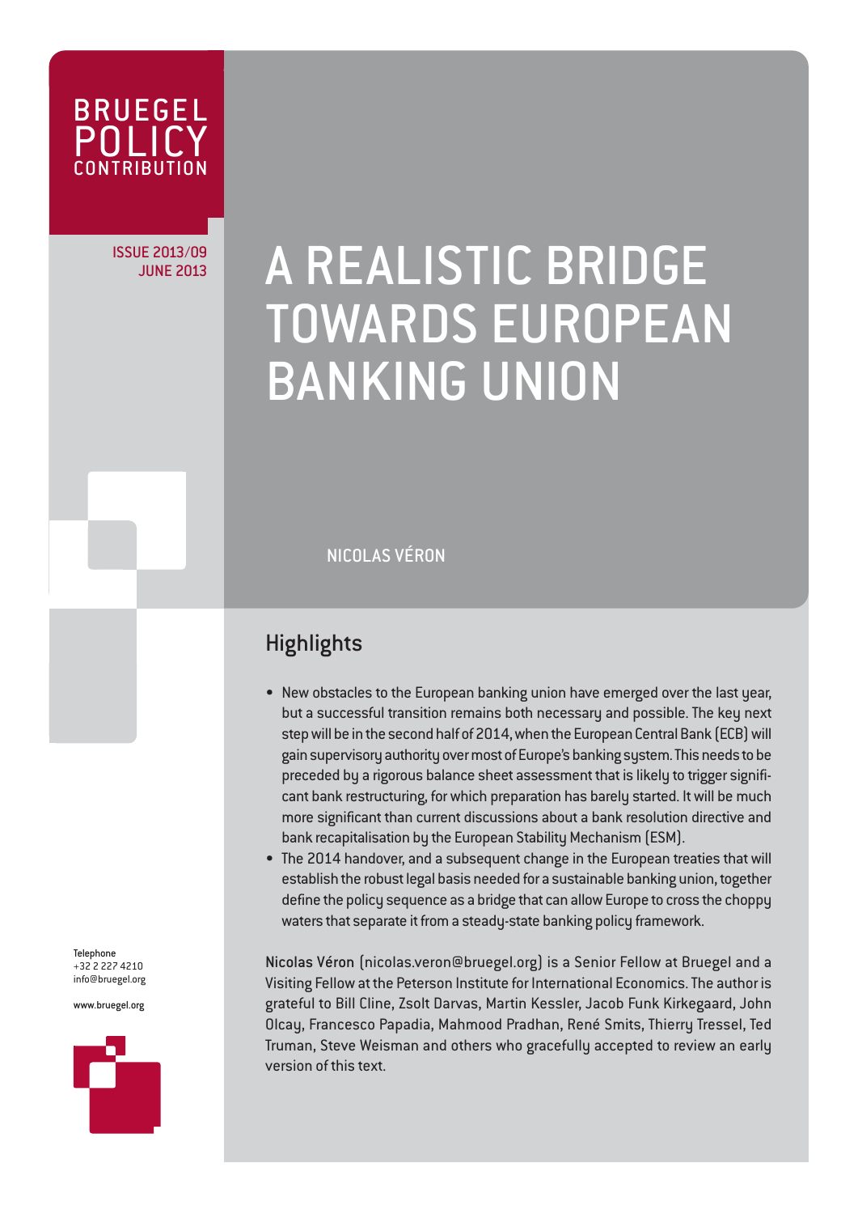BRUEGEL POLICY CONTRIBUTION

ISSUE 2013/09
JUNE 2013

# A REALISTIC BRIDGE TOWARDS EUROPEAN BANKING UNION

NICOLAS VÉRON

## Highlights

- New obstacles to the European banking union have emerged over the last year, but a successful transition remains both necessary and possible. The key next step will be in the second half of 2014, when the European Central Bank (ECB) will gain supervisory authority over most of Europe's banking system. This needs to be preceded by a rigorous balance sheet assessment that is likely to trigger significant bank restructuring, for which preparation has barely started. It will be much more significant than current discussions about a bank resolution directive and bank recapitalisation by the European Stability Mechanism (ESM).
- The 2014 handover, and a subsequent change in the European treaties that will establish the robust legal basis needed for a sustainable banking union, together define the policy sequence as a bridge that can allow Europe to cross the choppy waters that separate it from a steady-state banking policy framework.

**Nicolas Véron** (nicolas.veron@bruegel.org) is a Senior Fellow at Bruegel and a Visiting Fellow at the Peterson Institute for International Economics. The author is grateful to Bill Cline, Zsolt Darvas, Martin Kessler, Jacob Funk Kirkegaard, John Olcay, Francesco Papadia, Mahmood Pradhan, René Smits, Thierry Tressel, Ted Truman, Steve Weisman and others who gracefully accepted to review an early version of this text.

Telephone
+32 2 227 4210
info@bruegel.org

www.bruegel.org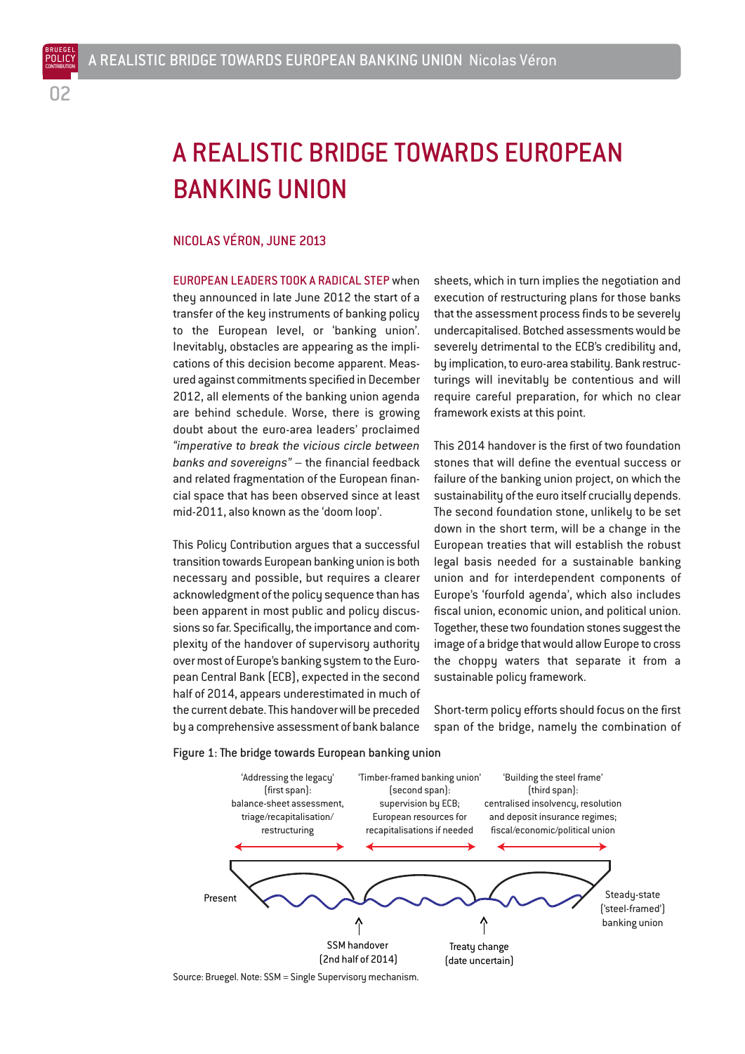# A REALISTIC BRIDGE TOWARDS EUROPEAN BANKING UNION

NICOLAS VÉRON, JUNE 2013

EUROPEAN LEADERS TOOK A RADICAL STEP when they announced in late June 2012 the start of a transfer of the key instruments of banking policy to the European level, or 'banking union'. Inevitably, obstacles are appearing as the implications of this decision become apparent. Measured against commitments specified in December 2012, all elements of the banking union agenda are behind schedule. Worse, there is growing doubt about the euro-area leaders' proclaimed *"imperative to break the vicious circle between banks and sovereigns"* – the financial feedback and related fragmentation of the European financial space that has been observed since at least mid-2011, also known as the 'doom loop'.

This Policy Contribution argues that a successful transition towards European banking union is both necessary and possible, but requires a clearer acknowledgment of the policy sequence than has been apparent in most public and policy discussions so far. Specifically, the importance and complexity of the handover of supervisory authority over most of Europe's banking system to the European Central Bank (ECB), expected in the second half of 2014, appears underestimated in much of the current debate. This handover will be preceded by a comprehensive assessment of bank balance sheets, which in turn implies the negotiation and execution of restructuring plans for those banks that the assessment process finds to be severely undercapitalised. Botched assessments would be severely detrimental to the ECB's credibility and, by implication, to euro-area stability. Bank restructurings will inevitably be contentious and will require careful preparation, for which no clear framework exists at this point.

This 2014 handover is the first of two foundation stones that will define the eventual success or failure of the banking union project, on which the sustainability of the euro itself crucially depends. The second foundation stone, unlikely to be set down in the short term, will be a change in the European treaties that will establish the robust legal basis needed for a sustainable banking union and for interdependent components of Europe's 'fourfold agenda', which also includes fiscal union, economic union, and political union. Together, these two foundation stones suggest the image of a bridge that would allow Europe to cross the choppy waters that separate it from a sustainable policy framework.

Short-term policy efforts should focus on the first span of the bridge, namely the combination of

Figure 1: The bridge towards European banking union

'Addressing the legacy' (first span): balance-sheet assessment, triage/recapitalisation/restructuring

'Timber-framed banking union' (second span): supervision by ECB; European resources for recapitalisations if needed

'Building the steel frame' (third span): centralised insolvency, resolution and deposit insurance regimes; fiscal/economic/political union

Present — SSM handover (2nd half of 2014) — Treaty change (date uncertain) — Steady-state ('steel-framed') banking union

Source: Bruegel. Note: SSM = Single Supervisory mechanism.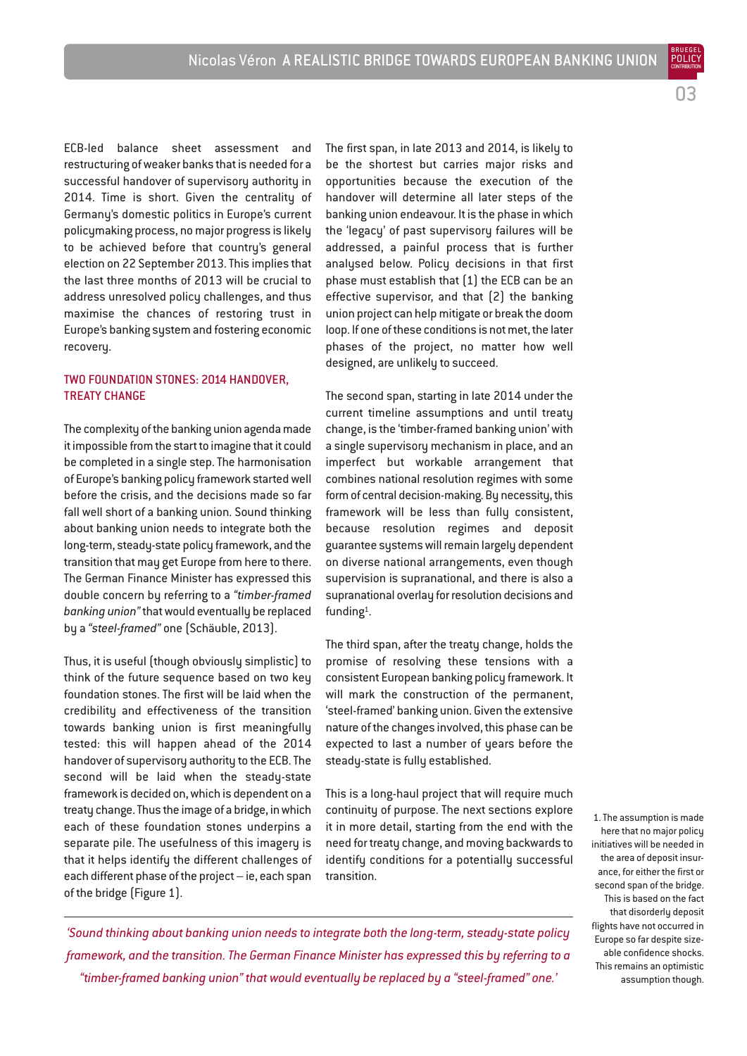ECB-led balance sheet assessment and restructuring of weaker banks that is needed for a successful handover of supervisory authority in 2014. Time is short. Given the centrality of Germany's domestic politics in Europe's current policymaking process, no major progress is likely to be achieved before that country's general election on 22 September 2013. This implies that the last three months of 2013 will be crucial to address unresolved policy challenges, and thus maximise the chances of restoring trust in Europe's banking system and fostering economic recovery.

## TWO FOUNDATION STONES: 2014 HANDOVER, TREATY CHANGE

The complexity of the banking union agenda made it impossible from the start to imagine that it could be completed in a single step. The harmonisation of Europe's banking policy framework started well before the crisis, and the decisions made so far fall well short of a banking union. Sound thinking about banking union needs to integrate both the long-term, steady-state policy framework, and the transition that may get Europe from here to there. The German Finance Minister has expressed this double concern by referring to a *"timber-framed banking union"* that would eventually be replaced by a *"steel-framed"* one (Schäuble, 2013).

Thus, it is useful (though obviously simplistic) to think of the future sequence based on two key foundation stones. The first will be laid when the credibility and effectiveness of the transition towards banking union is first meaningfully tested: this will happen ahead of the 2014 handover of supervisory authority to the ECB. The second will be laid when the steady-state framework is decided on, which is dependent on a treaty change. Thus the image of a bridge, in which each of these foundation stones underpins a separate pile. The usefulness of this imagery is that it helps identify the different challenges of each different phase of the project – ie, each span of the bridge (Figure 1).

The first span, in late 2013 and 2014, is likely to be the shortest but carries major risks and opportunities because the execution of the handover will determine all later steps of the banking union endeavour. It is the phase in which the 'legacy' of past supervisory failures will be addressed, a painful process that is further analysed below. Policy decisions in that first phase must establish that (1) the ECB can be an effective supervisor, and that (2) the banking union project can help mitigate or break the doom loop. If one of these conditions is not met, the later phases of the project, no matter how well designed, are unlikely to succeed.

The second span, starting in late 2014 under the current timeline assumptions and until treaty change, is the 'timber-framed banking union' with a single supervisory mechanism in place, and an imperfect but workable arrangement that combines national resolution regimes with some form of central decision-making. By necessity, this framework will be less than fully consistent, because resolution regimes and deposit guarantee systems will remain largely dependent on diverse national arrangements, even though supervision is supranational, and there is also a supranational overlay for resolution decisions and funding[1].

The third span, after the treaty change, holds the promise of resolving these tensions with a consistent European banking policy framework. It will mark the construction of the permanent, 'steel-framed' banking union. Given the extensive nature of the changes involved, this phase can be expected to last a number of years before the steady-state is fully established.

This is a long-haul project that will require much continuity of purpose. The next sections explore it in more detail, starting from the end with the need for treaty change, and moving backwards to identify conditions for a potentially successful transition.

*'Sound thinking about banking union needs to integrate both the long-term, steady-state policy framework, and the transition. The German Finance Minister has expressed this by referring to a "timber-framed banking union" that would eventually be replaced by a "steel-framed" one.'*

1. The assumption is made here that no major policy initiatives will be needed in the area of deposit insurance, for either the first or second span of the bridge. This is based on the fact that disorderly deposit flights have not occurred in Europe so far despite sizeable confidence shocks. This remains an optimistic assumption though.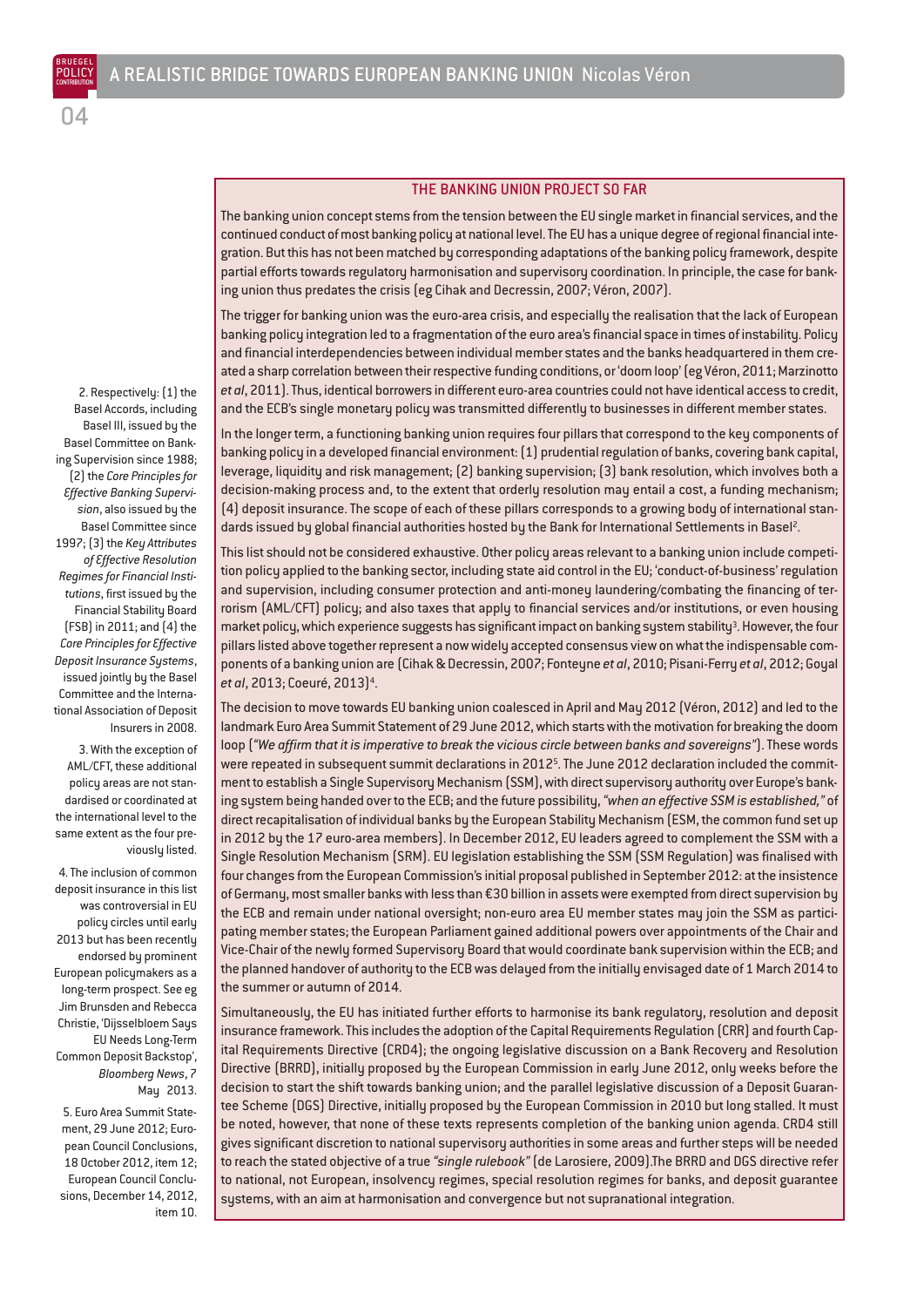## THE BANKING UNION PROJECT SO FAR

The banking union concept stems from the tension between the EU single market in financial services, and the continued conduct of most banking policy at national level. The EU has a unique degree of regional financial integration. But this has not been matched by corresponding adaptations of the banking policy framework, despite partial efforts towards regulatory harmonisation and supervisory coordination. In principle, the case for banking union thus predates the crisis (eg Cihak and Decressin, 2007; Véron, 2007).

The trigger for banking union was the euro-area crisis, and especially the realisation that the lack of European banking policy integration led to a fragmentation of the euro area's financial space in times of instability. Policy and financial interdependencies between individual member states and the banks headquartered in them created a sharp correlation between their respective funding conditions, or 'doom loop' (eg Véron, 2011; Marzinotto *et al*, 2011). Thus, identical borrowers in different euro-area countries could not have identical access to credit, and the ECB's single monetary policy was transmitted differently to businesses in different member states.

In the longer term, a functioning banking union requires four pillars that correspond to the key components of banking policy in a developed financial environment: (1) prudential regulation of banks, covering bank capital, leverage, liquidity and risk management; (2) banking supervision; (3) bank resolution, which involves both a decision-making process and, to the extent that orderly resolution may entail a cost, a funding mechanism; (4) deposit insurance. The scope of each of these pillars corresponds to a growing body of international standards issued by global financial authorities hosted by the Bank for International Settlements in Basel[2].

This list should not be considered exhaustive. Other policy areas relevant to a banking union include competition policy applied to the banking sector, including state aid control in the EU; 'conduct-of-business' regulation and supervision, including consumer protection and anti-money laundering/combating the financing of terrorism (AML/CFT) policy; and also taxes that apply to financial services and/or institutions, or even housing market policy, which experience suggests has significant impact on banking system stability[3]. However, the four pillars listed above together represent a now widely accepted consensus view on what the indispensable components of a banking union are (Cihak & Decressin, 2007; Fonteyne *et al*, 2010; Pisani-Ferry *et al*, 2012; Goyal *et al*, 2013; Coeuré, 2013)[4].

The decision to move towards EU banking union coalesced in April and May 2012 (Véron, 2012) and led to the landmark Euro Area Summit Statement of 29 June 2012, which starts with the motivation for breaking the doom loop (*"We affirm that it is imperative to break the vicious circle between banks and sovereigns"*). These words were repeated in subsequent summit declarations in 2012[5]. The June 2012 declaration included the commitment to establish a Single Supervisory Mechanism (SSM), with direct supervisory authority over Europe's banking system being handed over to the ECB; and the future possibility, *"when an effective SSM is established,"* of direct recapitalisation of individual banks by the European Stability Mechanism (ESM, the common fund set up in 2012 by the 17 euro-area members). In December 2012, EU leaders agreed to complement the SSM with a Single Resolution Mechanism (SRM). EU legislation establishing the SSM (SSM Regulation) was finalised with four changes from the European Commission's initial proposal published in September 2012: at the insistence of Germany, most smaller banks with less than €30 billion in assets were exempted from direct supervision by the ECB and remain under national oversight; non-euro area EU member states may join the SSM as participating member states; the European Parliament gained additional powers over appointments of the Chair and Vice-Chair of the newly formed Supervisory Board that would coordinate bank supervision within the ECB; and the planned handover of authority to the ECB was delayed from the initially envisaged date of 1 March 2014 to the summer or autumn of 2014.

Simultaneously, the EU has initiated further efforts to harmonise its bank regulatory, resolution and deposit insurance framework. This includes the adoption of the Capital Requirements Regulation (CRR) and fourth Capital Requirements Directive (CRD4); the ongoing legislative discussion on a Bank Recovery and Resolution Directive (BRRD), initially proposed by the European Commission in early June 2012, only weeks before the decision to start the shift towards banking union; and the parallel legislative discussion of a Deposit Guarantee Scheme (DGS) Directive, initially proposed by the European Commission in 2010 but long stalled. It must be noted, however, that none of these texts represents completion of the banking union agenda. CRD4 still gives significant discretion to national supervisory authorities in some areas and further steps will be needed to reach the stated objective of a true *"single rulebook"* (de Larosiere, 2009).The BRRD and DGS directive refer to national, not European, insolvency regimes, special resolution regimes for banks, and deposit guarantee systems, with an aim at harmonisation and convergence but not supranational integration.

2. Respectively: (1) the Basel Accords, including Basel III, issued by the Basel Committee on Banking Supervision since 1988; (2) the *Core Principles for Effective Banking Supervision*, also issued by the Basel Committee since 1997; (3) the *Key Attributes of Effective Resolution Regimes for Financial Institutions*, first issued by the Financial Stability Board (FSB) in 2011; and (4) the *Core Principles for Effective Deposit Insurance Systems*, issued jointly by the Basel Committee and the International Association of Deposit Insurers in 2008.

3. With the exception of AML/CFT, these additional policy areas are not standardised or coordinated at the international level to the same extent as the four previously listed.

4. The inclusion of common deposit insurance in this list was controversial in EU policy circles until early 2013 but has been recently endorsed by prominent European policymakers as a long-term prospect. See eg Jim Brunsden and Rebecca Christie, 'Dijsselbloem Says EU Needs Long-Term Common Deposit Backstop', *Bloomberg News*, 7 May 2013.

5. Euro Area Summit Statement, 29 June 2012; European Council Conclusions, 18 October 2012, item 12; European Council Conclusions, December 14, 2012, item 10.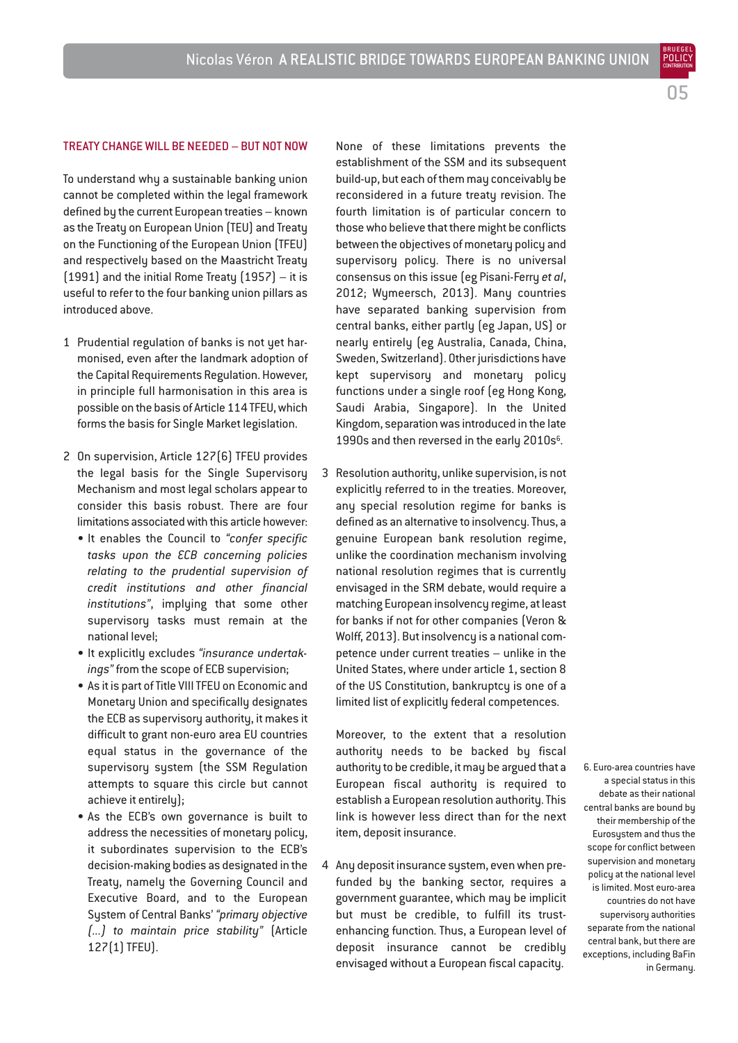## TREATY CHANGE WILL BE NEEDED – BUT NOT NOW

To understand why a sustainable banking union cannot be completed within the legal framework defined by the current European treaties – known as the Treaty on European Union (TEU) and Treaty on the Functioning of the European Union (TFEU) and respectively based on the Maastricht Treaty (1991) and the initial Rome Treaty (1957) – it is useful to refer to the four banking union pillars as introduced above.

1. Prudential regulation of banks is not yet harmonised, even after the landmark adoption of the Capital Requirements Regulation. However, in principle full harmonisation in this area is possible on the basis of Article 114 TFEU, which forms the basis for Single Market legislation.

2. On supervision, Article 127(6) TFEU provides the legal basis for the Single Supervisory Mechanism and most legal scholars appear to consider this basis robust. There are four limitations associated with this article however:
   - It enables the Council to *"confer specific tasks upon the ECB concerning policies relating to the prudential supervision of credit institutions and other financial institutions"*, implying that some other supervisory tasks must remain at the national level;
   - It explicitly excludes *"insurance undertakings"* from the scope of ECB supervision;
   - As it is part of Title VIII TFEU on Economic and Monetary Union and specifically designates the ECB as supervisory authority, it makes it difficult to grant non-euro area EU countries equal status in the governance of the supervisory system (the SSM Regulation attempts to square this circle but cannot achieve it entirely);
   - As the ECB's own governance is built to address the necessities of monetary policy, it subordinates supervision to the ECB's decision-making bodies as designated in the Treaty, namely the Governing Council and Executive Board, and to the European System of Central Banks' *"primary objective (…) to maintain price stability"* (Article 127(1) TFEU).

   None of these limitations prevents the establishment of the SSM and its subsequent build-up, but each of them may conceivably be reconsidered in a future treaty revision. The fourth limitation is of particular concern to those who believe that there might be conflicts between the objectives of monetary policy and supervisory policy. There is no universal consensus on this issue (eg Pisani-Ferry *et al*, 2012; Wymeersch, 2013). Many countries have separated banking supervision from central banks, either partly (eg Japan, US) or nearly entirely (eg Australia, Canada, China, Sweden, Switzerland). Other jurisdictions have kept supervisory and monetary policy functions under a single roof (eg Hong Kong, Saudi Arabia, Singapore). In the United Kingdom, separation was introduced in the late 1990s and then reversed in the early 2010s[6].

3. Resolution authority, unlike supervision, is not explicitly referred to in the treaties. Moreover, any special resolution regime for banks is defined as an alternative to insolvency. Thus, a genuine European bank resolution regime, unlike the coordination mechanism involving national resolution regimes that is currently envisaged in the SRM debate, would require a matching European insolvency regime, at least for banks if not for other companies (Veron & Wolff, 2013). But insolvency is a national competence under current treaties – unlike in the United States, where under article 1, section 8 of the US Constitution, bankruptcy is one of a limited list of explicitly federal competences.

   Moreover, to the extent that a resolution authority needs to be backed by fiscal authority to be credible, it may be argued that a European fiscal authority is required to establish a European resolution authority. This link is however less direct than for the next item, deposit insurance.

4. Any deposit insurance system, even when pre-funded by the banking sector, requires a government guarantee, which may be implicit but must be credible, to fulfill its trust-enhancing function. Thus, a European level of deposit insurance cannot be credibly envisaged without a European fiscal capacity.

6. Euro-area countries have a special status in this debate as their national central banks are bound by their membership of the Eurosystem and thus the scope for conflict between supervision and monetary policy at the national level is limited. Most euro-area countries do not have supervisory authorities separate from the national central bank, but there are exceptions, including BaFin in Germany.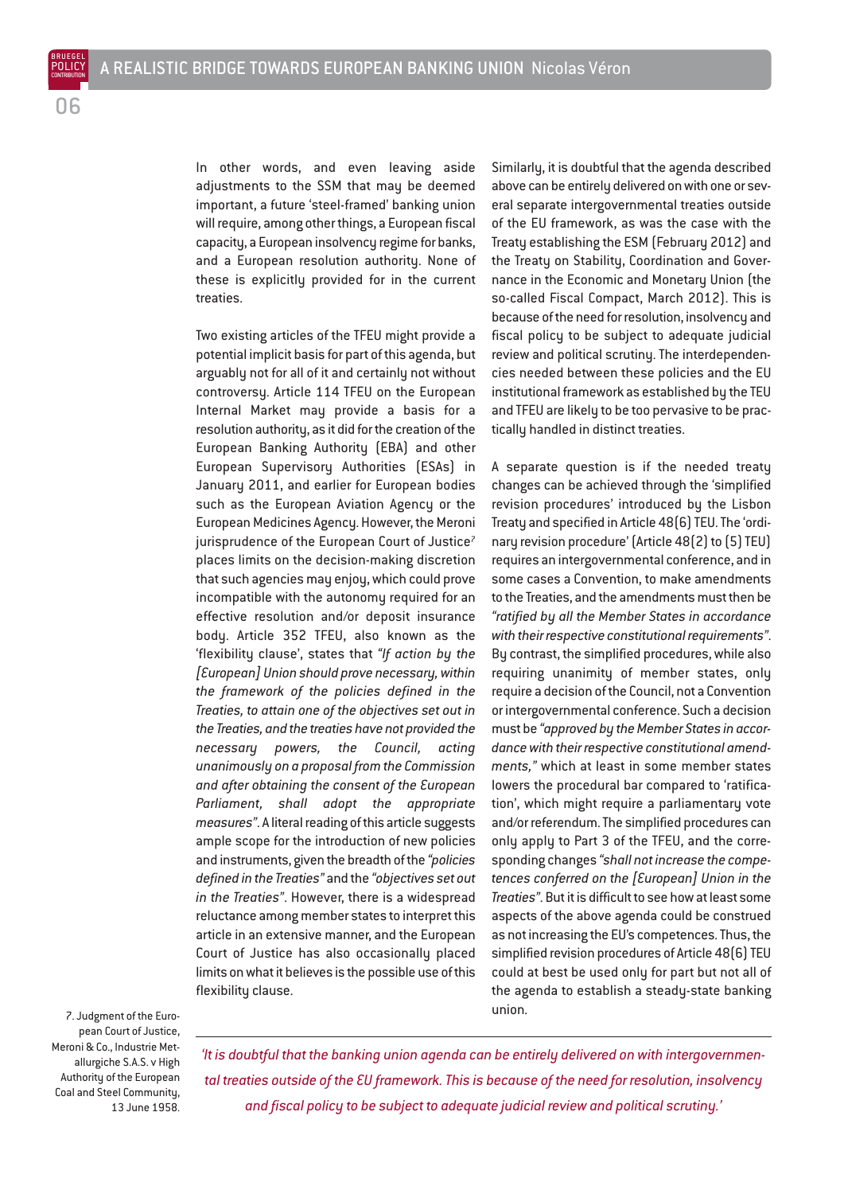In other words, and even leaving aside adjustments to the SSM that may be deemed important, a future 'steel-framed' banking union will require, among other things, a European fiscal capacity, a European insolvency regime for banks, and a European resolution authority. None of these is explicitly provided for in the current treaties.

Two existing articles of the TFEU might provide a potential implicit basis for part of this agenda, but arguably not for all of it and certainly not without controversy. Article 114 TFEU on the European Internal Market may provide a basis for a resolution authority, as it did for the creation of the European Banking Authority (EBA) and other European Supervisory Authorities (ESAs) in January 2011, and earlier for European bodies such as the European Aviation Agency or the European Medicines Agency. However, the Meroni jurisprudence of the European Court of Justice[7] places limits on the decision-making discretion that such agencies may enjoy, which could prove incompatible with the autonomy required for an effective resolution and/or deposit insurance body. Article 352 TFEU, also known as the 'flexibility clause', states that *"If action by the [European] Union should prove necessary, within the framework of the policies defined in the Treaties, to attain one of the objectives set out in the Treaties, and the treaties have not provided the necessary powers, the Council, acting unanimously on a proposal from the Commission and after obtaining the consent of the European Parliament, shall adopt the appropriate measures"*. A literal reading of this article suggests ample scope for the introduction of new policies and instruments, given the breadth of the *"policies defined in the Treaties"* and the *"objectives set out in the Treaties"*. However, there is a widespread reluctance among member states to interpret this article in an extensive manner, and the European Court of Justice has also occasionally placed limits on what it believes is the possible use of this flexibility clause.

Similarly, it is doubtful that the agenda described above can be entirely delivered on with one or several separate intergovernmental treaties outside of the EU framework, as was the case with the Treaty establishing the ESM (February 2012) and the Treaty on Stability, Coordination and Governance in the Economic and Monetary Union (the so-called Fiscal Compact, March 2012). This is because of the need for resolution, insolvency and fiscal policy to be subject to adequate judicial review and political scrutiny. The interdependencies needed between these policies and the EU institutional framework as established by the TEU and TFEU are likely to be too pervasive to be practically handled in distinct treaties.

A separate question is if the needed treaty changes can be achieved through the 'simplified revision procedures' introduced by the Lisbon Treaty and specified in Article 48(6) TEU. The 'ordinary revision procedure' (Article 48(2) to (5) TEU) requires an intergovernmental conference, and in some cases a Convention, to make amendments to the Treaties, and the amendments must then be *"ratified by all the Member States in accordance with their respective constitutional requirements"*. By contrast, the simplified procedures, while also requiring unanimity of member states, only require a decision of the Council, not a Convention or intergovernmental conference. Such a decision must be *"approved by the Member States in accordance with their respective constitutional amendments,"* which at least in some member states lowers the procedural bar compared to 'ratification', which might require a parliamentary vote and/or referendum. The simplified procedures can only apply to Part 3 of the TFEU, and the corresponding changes *"shall not increase the competences conferred on the [European] Union in the Treaties"*. But it is difficult to see how at least some aspects of the above agenda could be construed as not increasing the EU's competences. Thus, the simplified revision procedures of Article 48(6) TEU could at best be used only for part but not all of the agenda to establish a steady-state banking union.

*'It is doubtful that the banking union agenda can be entirely delivered on with intergovernmental treaties outside of the EU framework. This is because of the need for resolution, insolvency and fiscal policy to be subject to adequate judicial review and political scrutiny.'*

7. Judgment of the European Court of Justice, Meroni & Co., Industrie Metallurgiche S.A.S. v High Authority of the European Coal and Steel Community, 13 June 1958.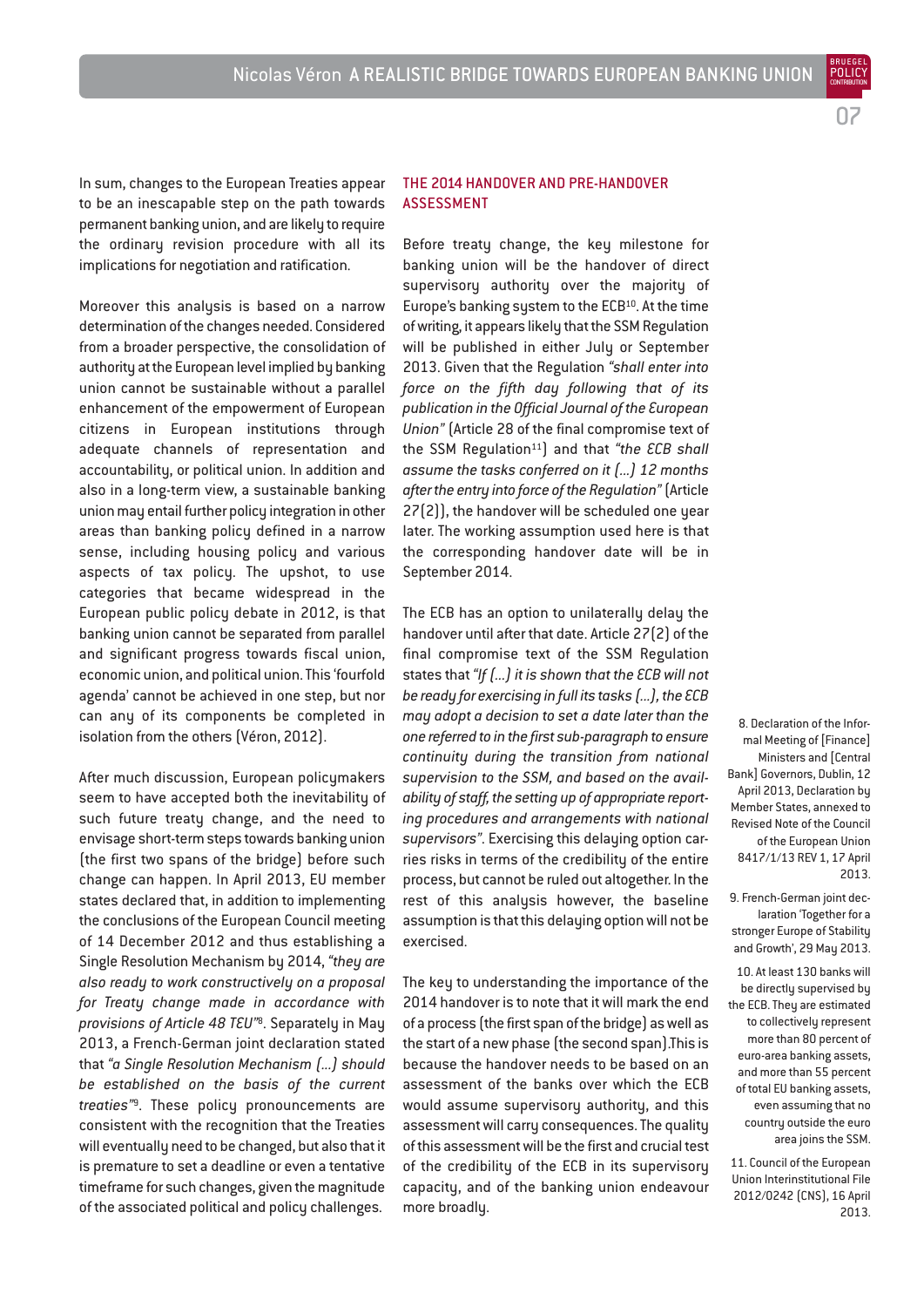In sum, changes to the European Treaties appear to be an inescapable step on the path towards permanent banking union, and are likely to require the ordinary revision procedure with all its implications for negotiation and ratification.

Moreover this analysis is based on a narrow determination of the changes needed. Considered from a broader perspective, the consolidation of authority at the European level implied by banking union cannot be sustainable without a parallel enhancement of the empowerment of European citizens in European institutions through adequate channels of representation and accountability, or political union. In addition and also in a long-term view, a sustainable banking union may entail further policy integration in other areas than banking policy defined in a narrow sense, including housing policy and various aspects of tax policy. The upshot, to use categories that became widespread in the European public policy debate in 2012, is that banking union cannot be separated from parallel and significant progress towards fiscal union, economic union, and political union. This 'fourfold agenda' cannot be achieved in one step, but nor can any of its components be completed in isolation from the others (Véron, 2012).

After much discussion, European policymakers seem to have accepted both the inevitability of such future treaty change, and the need to envisage short-term steps towards banking union (the first two spans of the bridge) before such change can happen. In April 2013, EU member states declared that, in addition to implementing the conclusions of the European Council meeting of 14 December 2012 and thus establishing a Single Resolution Mechanism by 2014, *"they are also ready to work constructively on a proposal for Treaty change made in accordance with provisions of Article 48 TEU"*[8]. Separately in May 2013, a French-German joint declaration stated that *"a Single Resolution Mechanism (...) should be established on the basis of the current treaties"*[9]. These policy pronouncements are consistent with the recognition that the Treaties will eventually need to be changed, but also that it is premature to set a deadline or even a tentative timeframe for such changes, given the magnitude of the associated political and policy challenges.

## THE 2014 HANDOVER AND PRE-HANDOVER ASSESSMENT

Before treaty change, the key milestone for banking union will be the handover of direct supervisory authority over the majority of Europe's banking system to the ECB[10]. At the time of writing, it appears likely that the SSM Regulation will be published in either July or September 2013. Given that the Regulation *"shall enter into force on the fifth day following that of its publication in the Official Journal of the European Union"* (Article 28 of the final compromise text of the SSM Regulation[11]) and that *"the ECB shall assume the tasks conferred on it (...) 12 months after the entry into force of the Regulation"* (Article 27(2)), the handover will be scheduled one year later. The working assumption used here is that the corresponding handover date will be in September 2014.

The ECB has an option to unilaterally delay the handover until after that date. Article 27(2) of the final compromise text of the SSM Regulation states that *"If (...) it is shown that the ECB will not be ready for exercising in full its tasks (...), the ECB may adopt a decision to set a date later than the one referred to in the first sub-paragraph to ensure continuity during the transition from national supervision to the SSM, and based on the availability of staff, the setting up of appropriate reporting procedures and arrangements with national supervisors"*. Exercising this delaying option carries risks in terms of the credibility of the entire process, but cannot be ruled out altogether. In the rest of this analysis however, the baseline assumption is that this delaying option will not be exercised.

The key to understanding the importance of the 2014 handover is to note that it will mark the end of a process (the first span of the bridge) as well as the start of a new phase (the second span).This is because the handover needs to be based on an assessment of the banks over which the ECB would assume supervisory authority, and this assessment will carry consequences. The quality of this assessment will be the first and crucial test of the credibility of the ECB in its supervisory capacity, and of the banking union endeavour more broadly.

8. Declaration of the Informal Meeting of [Finance] Ministers and [Central Bank] Governors, Dublin, 12 April 2013, Declaration by Member States, annexed to Revised Note of the Council of the European Union 8417/1/13 REV 1, 17 April 2013.

9. French-German joint declaration 'Together for a stronger Europe of Stability and Growth', 29 May 2013.

10. At least 130 banks will be directly supervised by the ECB. They are estimated to collectively represent more than 80 percent of euro-area banking assets, and more than 55 percent of total EU banking assets, even assuming that no country outside the euro area joins the SSM.

11. Council of the European Union Interinstitutional File 2012/0242 (CNS), 16 April 2013.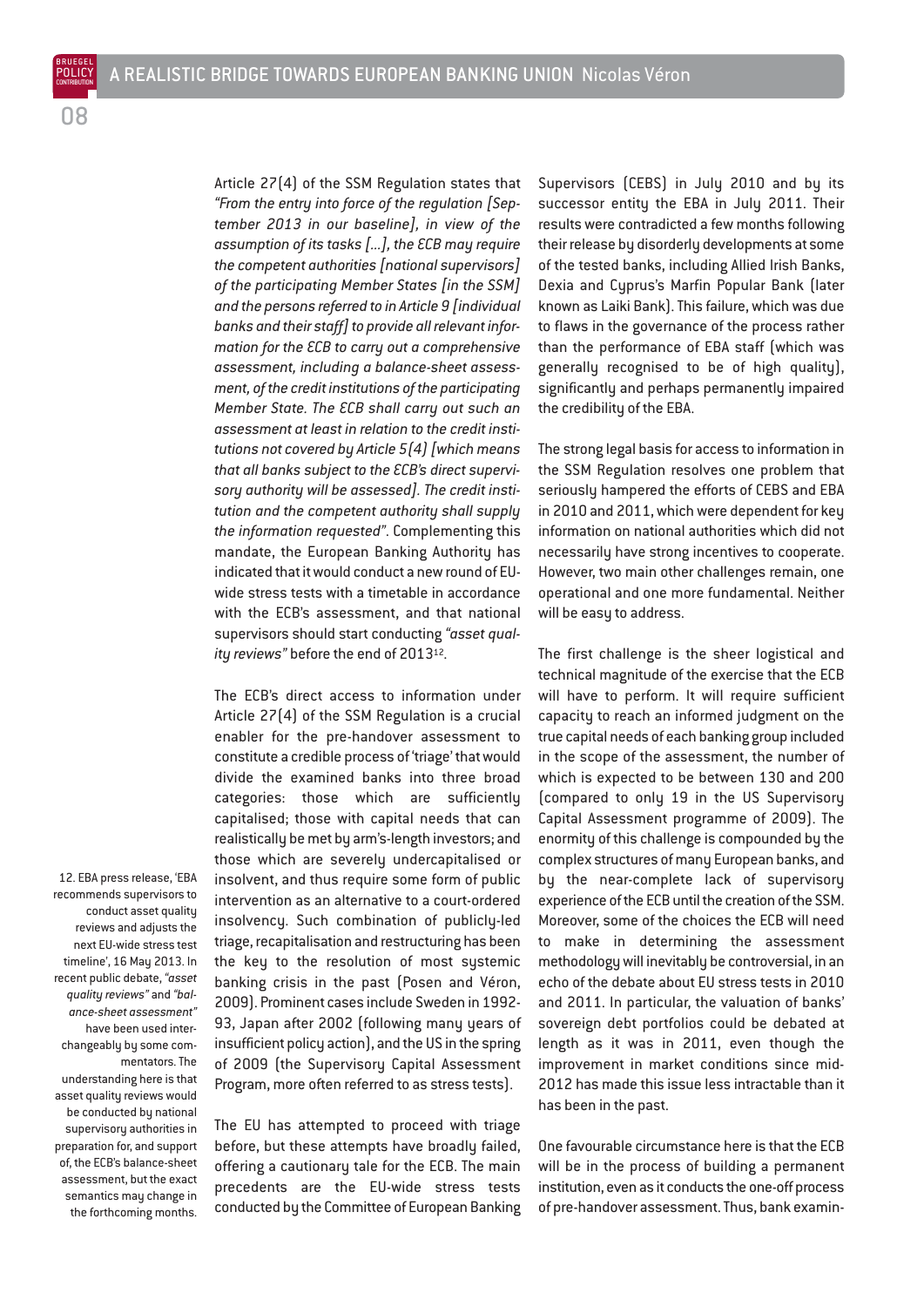Article 27(4) of the SSM Regulation states that *"From the entry into force of the regulation [September 2013 in our baseline], in view of the assumption of its tasks [...], the ECB may require the competent authorities [national supervisors] of the participating Member States [in the SSM] and the persons referred to in Article 9 [individual banks and their staff] to provide all relevant information for the ECB to carry out a comprehensive assessment, including a balance-sheet assessment, of the credit institutions of the participating Member State. The ECB shall carry out such an assessment at least in relation to the credit institutions not covered by Article 5(4) [which means that all banks subject to the ECB's direct supervisory authority will be assessed]. The credit institution and the competent authority shall supply the information requested"*. Complementing this mandate, the European Banking Authority has indicated that it would conduct a new round of EU-wide stress tests with a timetable in accordance with the ECB's assessment, and that national supervisors should start conducting *"asset quality reviews"* before the end of 2013[12].

The ECB's direct access to information under Article 27(4) of the SSM Regulation is a crucial enabler for the pre-handover assessment to constitute a credible process of 'triage' that would divide the examined banks into three broad categories: those which are sufficiently capitalised; those with capital needs that can realistically be met by arm's-length investors; and those which are severely undercapitalised or insolvent, and thus require some form of public intervention as an alternative to a court-ordered insolvency. Such combination of publicly-led triage, recapitalisation and restructuring has been the key to the resolution of most systemic banking crisis in the past (Posen and Véron, 2009). Prominent cases include Sweden in 1992-93, Japan after 2002 (following many years of insufficient policy action), and the US in the spring of 2009 (the Supervisory Capital Assessment Program, more often referred to as stress tests).

The EU has attempted to proceed with triage before, but these attempts have broadly failed, offering a cautionary tale for the ECB. The main precedents are the EU-wide stress tests conducted by the Committee of European Banking Supervisors (CEBS) in July 2010 and by its successor entity the EBA in July 2011. Their results were contradicted a few months following their release by disorderly developments at some of the tested banks, including Allied Irish Banks, Dexia and Cyprus's Marfin Popular Bank (later known as Laiki Bank). This failure, which was due to flaws in the governance of the process rather than the performance of EBA staff (which was generally recognised to be of high quality), significantly and perhaps permanently impaired the credibility of the EBA.

The strong legal basis for access to information in the SSM Regulation resolves one problem that seriously hampered the efforts of CEBS and EBA in 2010 and 2011, which were dependent for key information on national authorities which did not necessarily have strong incentives to cooperate. However, two main other challenges remain, one operational and one more fundamental. Neither will be easy to address.

The first challenge is the sheer logistical and technical magnitude of the exercise that the ECB will have to perform. It will require sufficient capacity to reach an informed judgment on the true capital needs of each banking group included in the scope of the assessment, the number of which is expected to be between 130 and 200 (compared to only 19 in the US Supervisory Capital Assessment programme of 2009). The enormity of this challenge is compounded by the complex structures of many European banks, and by the near-complete lack of supervisory experience of the ECB until the creation of the SSM. Moreover, some of the choices the ECB will need to make in determining the assessment methodology will inevitably be controversial, in an echo of the debate about EU stress tests in 2010 and 2011. In particular, the valuation of banks' sovereign debt portfolios could be debated at length as it was in 2011, even though the improvement in market conditions since mid-2012 has made this issue less intractable than it has been in the past.

One favourable circumstance here is that the ECB will be in the process of building a permanent institution, even as it conducts the one-off process of pre-handover assessment. Thus, bank examin-

12. EBA press release, 'EBA recommends supervisors to conduct asset quality reviews and adjusts the next EU-wide stress test timeline', 16 May 2013. In recent public debate, *"asset quality reviews"* and *"balance-sheet assessment"* have been used interchangeably by some commentators. The understanding here is that asset quality reviews would be conducted by national supervisory authorities in preparation for, and support of, the ECB's balance-sheet assessment, but the exact semantics may change in the forthcoming months.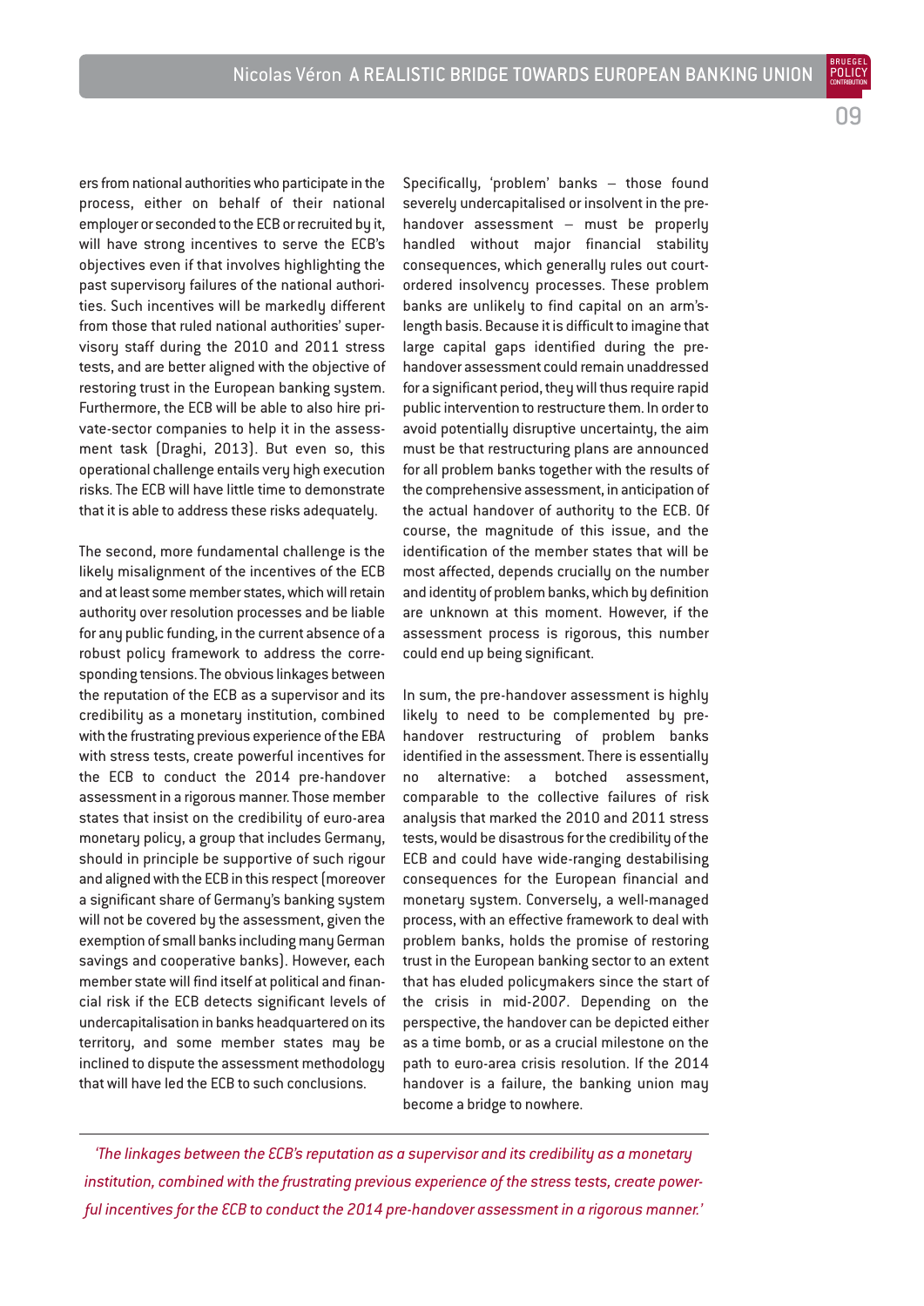ers from national authorities who participate in the process, either on behalf of their national employer or seconded to the ECB or recruited by it, will have strong incentives to serve the ECB's objectives even if that involves highlighting the past supervisory failures of the national authorities. Such incentives will be markedly different from those that ruled national authorities' supervisory staff during the 2010 and 2011 stress tests, and are better aligned with the objective of restoring trust in the European banking system. Furthermore, the ECB will be able to also hire private-sector companies to help it in the assessment task (Draghi, 2013). But even so, this operational challenge entails very high execution risks. The ECB will have little time to demonstrate that it is able to address these risks adequately.

The second, more fundamental challenge is the likely misalignment of the incentives of the ECB and at least some member states, which will retain authority over resolution processes and be liable for any public funding, in the current absence of a robust policy framework to address the corresponding tensions. The obvious linkages between the reputation of the ECB as a supervisor and its credibility as a monetary institution, combined with the frustrating previous experience of the EBA with stress tests, create powerful incentives for the ECB to conduct the 2014 pre-handover assessment in a rigorous manner. Those member states that insist on the credibility of euro-area monetary policy, a group that includes Germany, should in principle be supportive of such rigour and aligned with the ECB in this respect (moreover a significant share of Germany's banking system will not be covered by the assessment, given the exemption of small banks including many German savings and cooperative banks). However, each member state will find itself at political and financial risk if the ECB detects significant levels of undercapitalisation in banks headquartered on its territory, and some member states may be inclined to dispute the assessment methodology that will have led the ECB to such conclusions.

Specifically, 'problem' banks – those found severely undercapitalised or insolvent in the pre-handover assessment – must be properly handled without major financial stability consequences, which generally rules out court-ordered insolvency processes. These problem banks are unlikely to find capital on an arm's-length basis. Because it is difficult to imagine that large capital gaps identified during the pre-handover assessment could remain unaddressed for a significant period, they will thus require rapid public intervention to restructure them. In order to avoid potentially disruptive uncertainty, the aim must be that restructuring plans are announced for all problem banks together with the results of the comprehensive assessment, in anticipation of the actual handover of authority to the ECB. Of course, the magnitude of this issue, and the identification of the member states that will be most affected, depends crucially on the number and identity of problem banks, which by definition are unknown at this moment. However, if the assessment process is rigorous, this number could end up being significant.

In sum, the pre-handover assessment is highly likely to need to be complemented by pre-handover restructuring of problem banks identified in the assessment. There is essentially no alternative: a botched assessment, comparable to the collective failures of risk analysis that marked the 2010 and 2011 stress tests, would be disastrous for the credibility of the ECB and could have wide-ranging destabilising consequences for the European financial and monetary system. Conversely, a well-managed process, with an effective framework to deal with problem banks, holds the promise of restoring trust in the European banking sector to an extent that has eluded policymakers since the start of the crisis in mid-2007. Depending on the perspective, the handover can be depicted either as a time bomb, or as a crucial milestone on the path to euro-area crisis resolution. If the 2014 handover is a failure, the banking union may become a bridge to nowhere.

---

*'The linkages between the ECB's reputation as a supervisor and its credibility as a monetary institution, combined with the frustrating previous experience of the stress tests, create powerful incentives for the ECB to conduct the 2014 pre-handover assessment in a rigorous manner.'*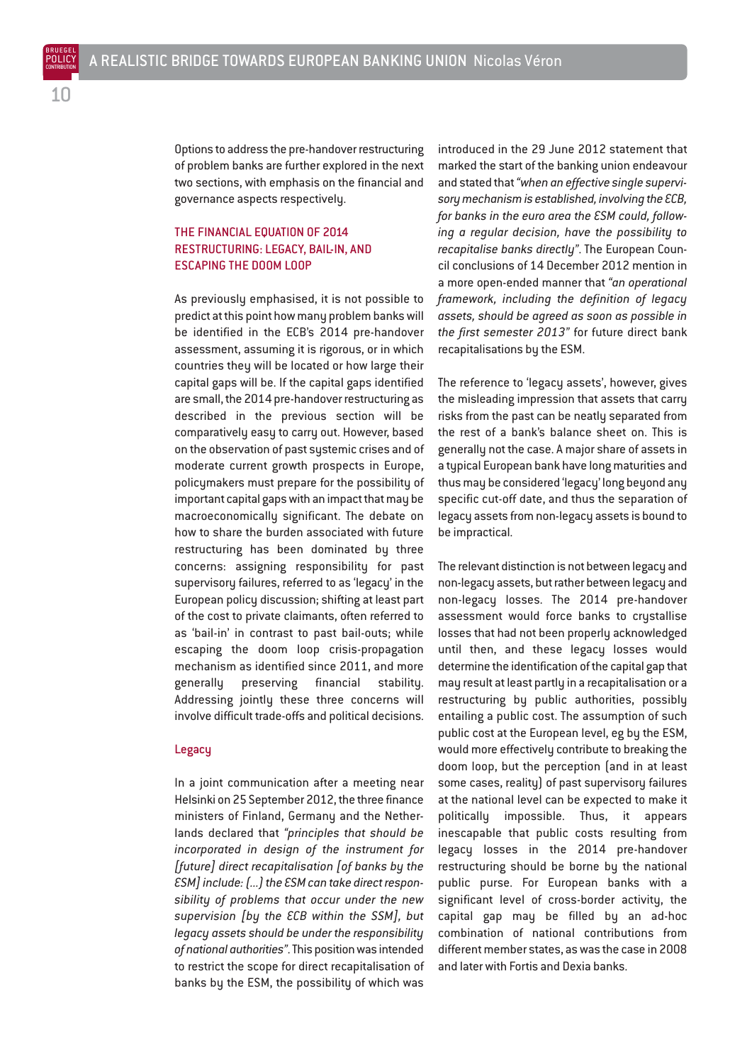Options to address the pre-handover restructuring of problem banks are further explored in the next two sections, with emphasis on the financial and governance aspects respectively.

## THE FINANCIAL EQUATION OF 2014 RESTRUCTURING: LEGACY, BAIL-IN, AND ESCAPING THE DOOM LOOP

As previously emphasised, it is not possible to predict at this point how many problem banks will be identified in the ECB's 2014 pre-handover assessment, assuming it is rigorous, or in which countries they will be located or how large their capital gaps will be. If the capital gaps identified are small, the 2014 pre-handover restructuring as described in the previous section will be comparatively easy to carry out. However, based on the observation of past systemic crises and of moderate current growth prospects in Europe, policymakers must prepare for the possibility of important capital gaps with an impact that may be macroeconomically significant. The debate on how to share the burden associated with future restructuring has been dominated by three concerns: assigning responsibility for past supervisory failures, referred to as 'legacy' in the European policy discussion; shifting at least part of the cost to private claimants, often referred to as 'bail-in' in contrast to past bail-outs; while escaping the doom loop crisis-propagation mechanism as identified since 2011, and more generally preserving financial stability. Addressing jointly these three concerns will involve difficult trade-offs and political decisions.

### Legacy

In a joint communication after a meeting near Helsinki on 25 September 2012, the three finance ministers of Finland, Germany and the Netherlands declared that *"principles that should be incorporated in design of the instrument for [future] direct recapitalisation [of banks by the ESM] include: (...) the ESM can take direct responsibility of problems that occur under the new supervision [by the ECB within the SSM], but legacy assets should be under the responsibility of national authorities"*. This position was intended to restrict the scope for direct recapitalisation of banks by the ESM, the possibility of which was introduced in the 29 June 2012 statement that marked the start of the banking union endeavour and stated that *"when an effective single supervisory mechanism is established, involving the ECB, for banks in the euro area the ESM could, following a regular decision, have the possibility to recapitalise banks directly"*. The European Council conclusions of 14 December 2012 mention in a more open-ended manner that *"an operational framework, including the definition of legacy assets, should be agreed as soon as possible in the first semester 2013"* for future direct bank recapitalisations by the ESM.

The reference to 'legacy assets', however, gives the misleading impression that assets that carry risks from the past can be neatly separated from the rest of a bank's balance sheet on. This is generally not the case. A major share of assets in a typical European bank have long maturities and thus may be considered 'legacy' long beyond any specific cut-off date, and thus the separation of legacy assets from non-legacy assets is bound to be impractical.

The relevant distinction is not between legacy and non-legacy assets, but rather between legacy and non-legacy losses. The 2014 pre-handover assessment would force banks to crystallise losses that had not been properly acknowledged until then, and these legacy losses would determine the identification of the capital gap that may result at least partly in a recapitalisation or a restructuring by public authorities, possibly entailing a public cost. The assumption of such public cost at the European level, eg by the ESM, would more effectively contribute to breaking the doom loop, but the perception (and in at least some cases, reality) of past supervisory failures at the national level can be expected to make it politically impossible. Thus, it appears inescapable that public costs resulting from legacy losses in the 2014 pre-handover restructuring should be borne by the national public purse. For European banks with a significant level of cross-border activity, the capital gap may be filled by an ad-hoc combination of national contributions from different member states, as was the case in 2008 and later with Fortis and Dexia banks.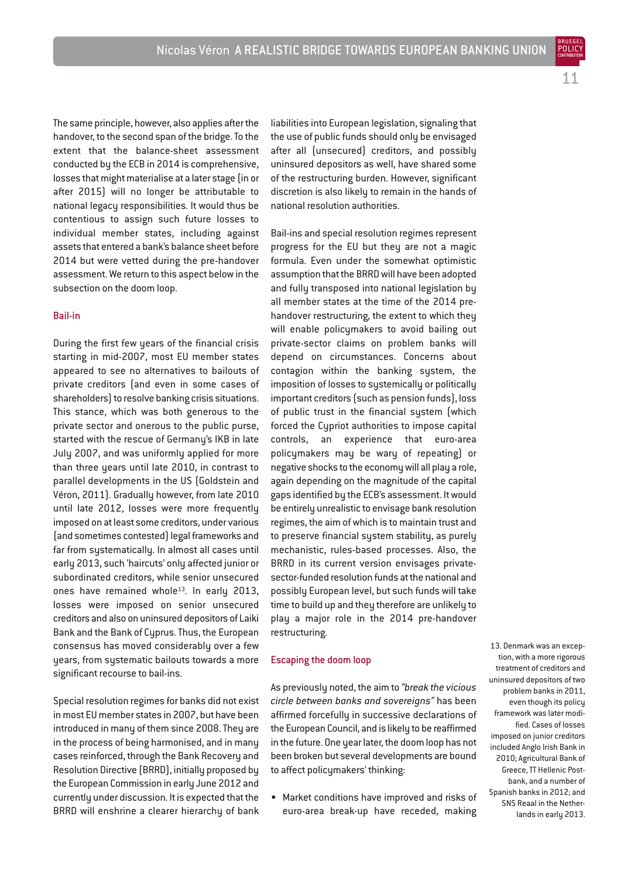The same principle, however, also applies after the handover, to the second span of the bridge. To the extent that the balance-sheet assessment conducted by the ECB in 2014 is comprehensive, losses that might materialise at a later stage (in or after 2015) will no longer be attributable to national legacy responsibilities. It would thus be contentious to assign such future losses to individual member states, including against assets that entered a bank's balance sheet before 2014 but were vetted during the pre-handover assessment. We return to this aspect below in the subsection on the doom loop.

### Bail-in

During the first few years of the financial crisis starting in mid-2007, most EU member states appeared to see no alternatives to bailouts of private creditors (and even in some cases of shareholders) to resolve banking crisis situations. This stance, which was both generous to the private sector and onerous to the public purse, started with the rescue of Germany's IKB in late July 2007, and was uniformly applied for more than three years until late 2010, in contrast to parallel developments in the US (Goldstein and Véron, 2011). Gradually however, from late 2010 until late 2012, losses were more frequently imposed on at least some creditors, under various (and sometimes contested) legal frameworks and far from systematically. In almost all cases until early 2013, such 'haircuts' only affected junior or subordinated creditors, while senior unsecured ones have remained whole[13]. In early 2013, losses were imposed on senior unsecured creditors and also on uninsured depositors of Laiki Bank and the Bank of Cyprus. Thus, the European consensus has moved considerably over a few years, from systematic bailouts towards a more significant recourse to bail-ins.

Special resolution regimes for banks did not exist in most EU member states in 2007, but have been introduced in many of them since 2008. They are in the process of being harmonised, and in many cases reinforced, through the Bank Recovery and Resolution Directive (BRRD), initially proposed by the European Commission in early June 2012 and currently under discussion. It is expected that the BRRD will enshrine a clearer hierarchy of bank liabilities into European legislation, signaling that the use of public funds should only be envisaged after all (unsecured) creditors, and possibly uninsured depositors as well, have shared some of the restructuring burden. However, significant discretion is also likely to remain in the hands of national resolution authorities.

Bail-ins and special resolution regimes represent progress for the EU but they are not a magic formula. Even under the somewhat optimistic assumption that the BRRD will have been adopted and fully transposed into national legislation by all member states at the time of the 2014 pre-handover restructuring, the extent to which they will enable policymakers to avoid bailing out private-sector claims on problem banks will depend on circumstances. Concerns about contagion within the banking system, the imposition of losses to systemically or politically important creditors (such as pension funds), loss of public trust in the financial system (which forced the Cypriot authorities to impose capital controls, an experience that euro-area policymakers may be wary of repeating) or negative shocks to the economy will all play a role, again depending on the magnitude of the capital gaps identified by the ECB's assessment. It would be entirely unrealistic to envisage bank resolution regimes, the aim of which is to maintain trust and to preserve financial system stability, as purely mechanistic, rules-based processes. Also, the BRRD in its current version envisages private-sector-funded resolution funds at the national and possibly European level, but such funds will take time to build up and they therefore are unlikely to play a major role in the 2014 pre-handover restructuring.

### Escaping the doom loop

As previously noted, the aim to *"break the vicious circle between banks and sovereigns"* has been affirmed forcefully in successive declarations of the European Council, and is likely to be reaffirmed in the future. One year later, the doom loop has not been broken but several developments are bound to affect policymakers' thinking:

- Market conditions have improved and risks of euro-area break-up have receded, making

13. Denmark was an exception, with a more rigorous treatment of creditors and uninsured depositors of two problem banks in 2011, even though its policy framework was later modified. Cases of losses imposed on junior creditors included Anglo Irish Bank in 2010; Agricultural Bank of Greece, TT Hellenic Postbank, and a number of Spanish banks in 2012; and SNS Reaal in the Netherlands in early 2013.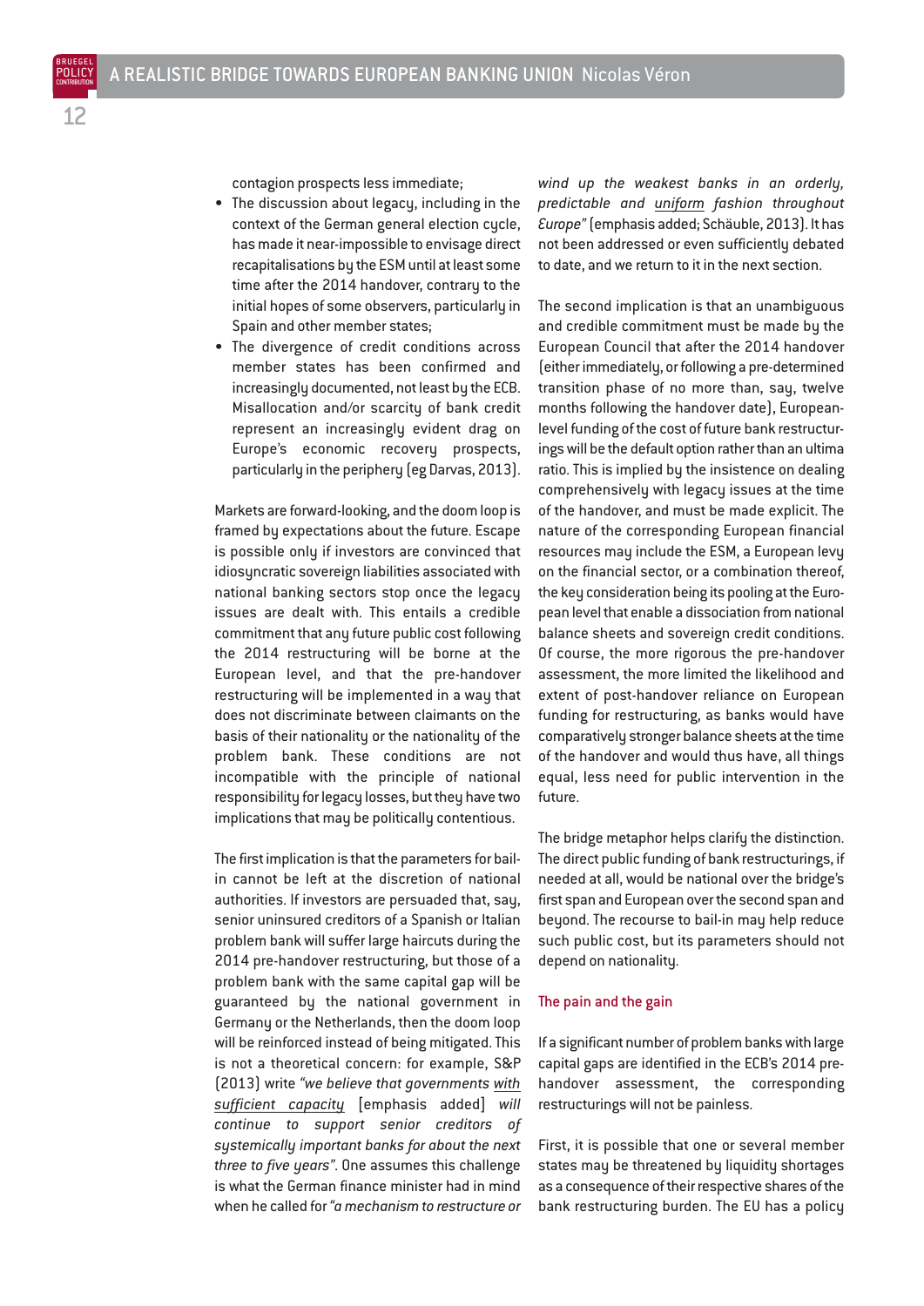contagion prospects less immediate;

- The discussion about legacy, including in the context of the German general election cycle, has made it near-impossible to envisage direct recapitalisations by the ESM until at least some time after the 2014 handover, contrary to the initial hopes of some observers, particularly in Spain and other member states;
- The divergence of credit conditions across member states has been confirmed and increasingly documented, not least by the ECB. Misallocation and/or scarcity of bank credit represent an increasingly evident drag on Europe's economic recovery prospects, particularly in the periphery (eg Darvas, 2013).

Markets are forward-looking, and the doom loop is framed by expectations about the future. Escape is possible only if investors are convinced that idiosyncratic sovereign liabilities associated with national banking sectors stop once the legacy issues are dealt with. This entails a credible commitment that any future public cost following the 2014 restructuring will be borne at the European level, and that the pre-handover restructuring will be implemented in a way that does not discriminate between claimants on the basis of their nationality or the nationality of the problem bank. These conditions are not incompatible with the principle of national responsibility for legacy losses, but they have two implications that may be politically contentious.

The first implication is that the parameters for bail-in cannot be left at the discretion of national authorities. If investors are persuaded that, say, senior uninsured creditors of a Spanish or Italian problem bank will suffer large haircuts during the 2014 pre-handover restructuring, but those of a problem bank with the same capital gap will be guaranteed by the national government in Germany or the Netherlands, then the doom loop will be reinforced instead of being mitigated. This is not a theoretical concern: for example, S&P (2013) write *"we believe that governments <u>with sufficient capacity</u>* [emphasis added] *will continue to support senior creditors of systemically important banks for about the next three to five years"*. One assumes this challenge is what the German finance minister had in mind when he called for *"a mechanism to restructure or wind up the weakest banks in an orderly, predictable and <u>uniform</u> fashion throughout Europe"* (emphasis added; Schäuble, 2013). It has not been addressed or even sufficiently debated to date, and we return to it in the next section.

The second implication is that an unambiguous and credible commitment must be made by the European Council that after the 2014 handover (either immediately, or following a pre-determined transition phase of no more than, say, twelve months following the handover date), European-level funding of the cost of future bank restructurings will be the default option rather than an ultima ratio. This is implied by the insistence on dealing comprehensively with legacy issues at the time of the handover, and must be made explicit. The nature of the corresponding European financial resources may include the ESM, a European levy on the financial sector, or a combination thereof, the key consideration being its pooling at the European level that enable a dissociation from national balance sheets and sovereign credit conditions. Of course, the more rigorous the pre-handover assessment, the more limited the likelihood and extent of post-handover reliance on European funding for restructuring, as banks would have comparatively stronger balance sheets at the time of the handover and would thus have, all things equal, less need for public intervention in the future.

The bridge metaphor helps clarify the distinction. The direct public funding of bank restructurings, if needed at all, would be national over the bridge's first span and European over the second span and beyond. The recourse to bail-in may help reduce such public cost, but its parameters should not depend on nationality.

### The pain and the gain

If a significant number of problem banks with large capital gaps are identified in the ECB's 2014 pre-handover assessment, the corresponding restructurings will not be painless.

First, it is possible that one or several member states may be threatened by liquidity shortages as a consequence of their respective shares of the bank restructuring burden. The EU has a policy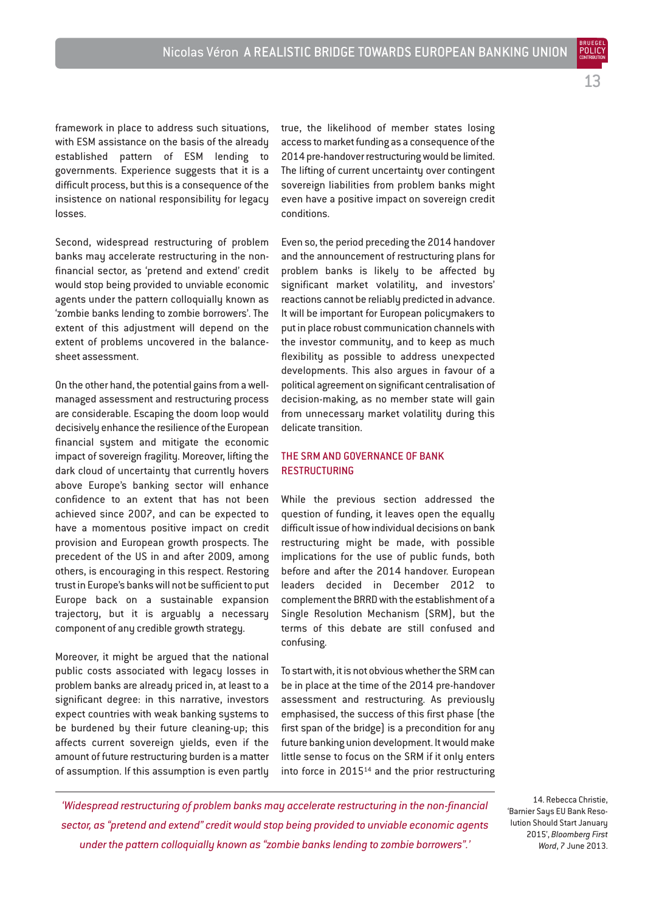framework in place to address such situations, with ESM assistance on the basis of the already established pattern of ESM lending to governments. Experience suggests that it is a difficult process, but this is a consequence of the insistence on national responsibility for legacy losses.

Second, widespread restructuring of problem banks may accelerate restructuring in the non-financial sector, as 'pretend and extend' credit would stop being provided to unviable economic agents under the pattern colloquially known as 'zombie banks lending to zombie borrowers'. The extent of this adjustment will depend on the extent of problems uncovered in the balance-sheet assessment.

On the other hand, the potential gains from a well-managed assessment and restructuring process are considerable. Escaping the doom loop would decisively enhance the resilience of the European financial system and mitigate the economic impact of sovereign fragility. Moreover, lifting the dark cloud of uncertainty that currently hovers above Europe's banking sector will enhance confidence to an extent that has not been achieved since 2007, and can be expected to have a momentous positive impact on credit provision and European growth prospects. The precedent of the US in and after 2009, among others, is encouraging in this respect. Restoring trust in Europe's banks will not be sufficient to put Europe back on a sustainable expansion trajectory, but it is arguably a necessary component of any credible growth strategy.

Moreover, it might be argued that the national public costs associated with legacy losses in problem banks are already priced in, at least to a significant degree: in this narrative, investors expect countries with weak banking systems to be burdened by their future cleaning-up; this affects current sovereign yields, even if the amount of future restructuring burden is a matter of assumption. If this assumption is even partly true, the likelihood of member states losing access to market funding as a consequence of the 2014 pre-handover restructuring would be limited. The lifting of current uncertainty over contingent sovereign liabilities from problem banks might even have a positive impact on sovereign credit conditions.

Even so, the period preceding the 2014 handover and the announcement of restructuring plans for problem banks is likely to be affected by significant market volatility, and investors' reactions cannot be reliably predicted in advance. It will be important for European policymakers to put in place robust communication channels with the investor community, and to keep as much flexibility as possible to address unexpected developments. This also argues in favour of a political agreement on significant centralisation of decision-making, as no member state will gain from unnecessary market volatility during this delicate transition.

## THE SRM AND GOVERNANCE OF BANK RESTRUCTURING

While the previous section addressed the question of funding, it leaves open the equally difficult issue of how individual decisions on bank restructuring might be made, with possible implications for the use of public funds, both before and after the 2014 handover. European leaders decided in December 2012 to complement the BRRD with the establishment of a Single Resolution Mechanism (SRM), but the terms of this debate are still confused and confusing.

To start with, it is not obvious whether the SRM can be in place at the time of the 2014 pre-handover assessment and restructuring. As previously emphasised, the success of this first phase (the first span of the bridge) is a precondition for any future banking union development. It would make little sense to focus on the SRM if it only enters into force in 2015[14] and the prior restructuring

*'Widespread restructuring of problem banks may accelerate restructuring in the non-financial sector, as "pretend and extend" credit would stop being provided to unviable economic agents under the pattern colloquially known as "zombie banks lending to zombie borrowers".'*

14. Rebecca Christie, 'Barnier Says EU Bank Resolution Should Start January 2015', *Bloomberg First Word*, 7 June 2013.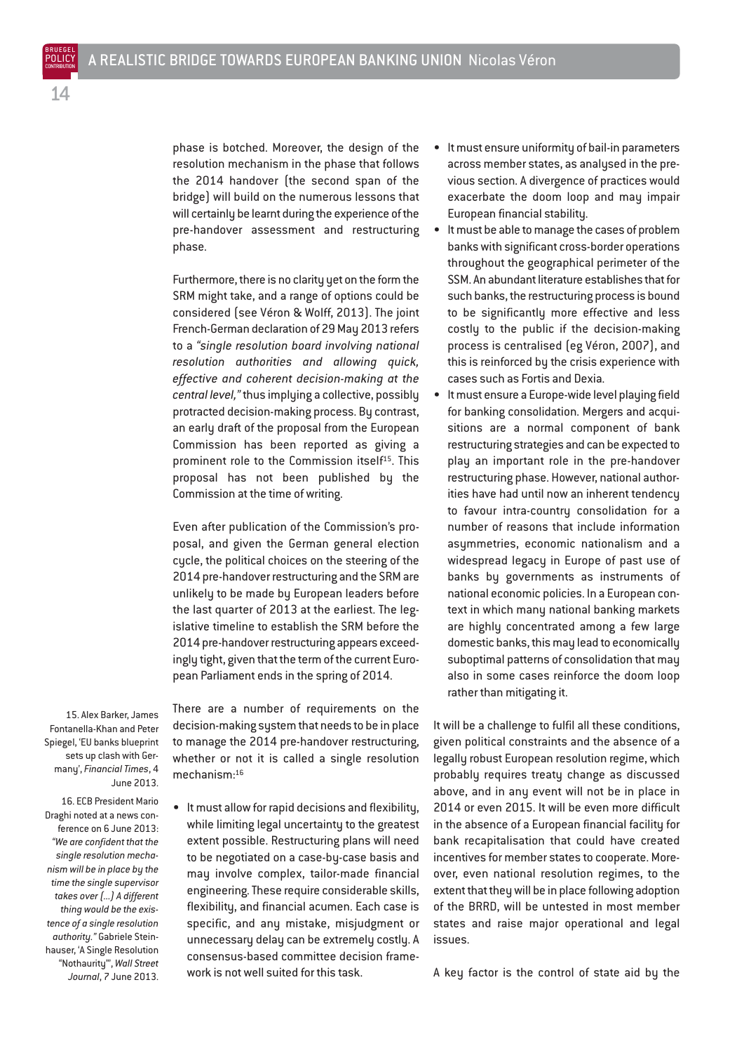phase is botched. Moreover, the design of the resolution mechanism in the phase that follows the 2014 handover (the second span of the bridge) will build on the numerous lessons that will certainly be learnt during the experience of the pre-handover assessment and restructuring phase.

Furthermore, there is no clarity yet on the form the SRM might take, and a range of options could be considered (see Véron & Wolff, 2013). The joint French-German declaration of 29 May 2013 refers to a *"single resolution board involving national resolution authorities and allowing quick, effective and coherent decision-making at the central level,"* thus implying a collective, possibly protracted decision-making process. By contrast, an early draft of the proposal from the European Commission has been reported as giving a prominent role to the Commission itself[15]. This proposal has not been published by the Commission at the time of writing.

Even after publication of the Commission's proposal, and given the German general election cycle, the political choices on the steering of the 2014 pre-handover restructuring and the SRM are unlikely to be made by European leaders before the last quarter of 2013 at the earliest. The legislative timeline to establish the SRM before the 2014 pre-handover restructuring appears exceedingly tight, given that the term of the current European Parliament ends in the spring of 2014.

There are a number of requirements on the decision-making system that needs to be in place to manage the 2014 pre-handover restructuring, whether or not it is called a single resolution mechanism:[16]

- It must allow for rapid decisions and flexibility, while limiting legal uncertainty to the greatest extent possible. Restructuring plans will need to be negotiated on a case-by-case basis and may involve complex, tailor-made financial engineering. These require considerable skills, flexibility, and financial acumen. Each case is specific, and any mistake, misjudgment or unnecessary delay can be extremely costly. A consensus-based committee decision framework is not well suited for this task.
- It must ensure uniformity of bail-in parameters across member states, as analysed in the previous section. A divergence of practices would exacerbate the doom loop and may impair European financial stability.
- It must be able to manage the cases of problem banks with significant cross-border operations throughout the geographical perimeter of the SSM. An abundant literature establishes that for such banks, the restructuring process is bound to be significantly more effective and less costly to the public if the decision-making process is centralised (eg Véron, 2007), and this is reinforced by the crisis experience with cases such as Fortis and Dexia.
- It must ensure a Europe-wide level playing field for banking consolidation. Mergers and acquisitions are a normal component of bank restructuring strategies and can be expected to play an important role in the pre-handover restructuring phase. However, national authorities have had until now an inherent tendency to favour intra-country consolidation for a number of reasons that include information asymmetries, economic nationalism and a widespread legacy in Europe of past use of banks by governments as instruments of national economic policies. In a European context in which many national banking markets are highly concentrated among a few large domestic banks, this may lead to economically suboptimal patterns of consolidation that may also in some cases reinforce the doom loop rather than mitigating it.

It will be a challenge to fulfil all these conditions, given political constraints and the absence of a legally robust European resolution regime, which probably requires treaty change as discussed above, and in any event will not be in place in 2014 or even 2015. It will be even more difficult in the absence of a European financial facility for bank recapitalisation that could have created incentives for member states to cooperate. Moreover, even national resolution regimes, to the extent that they will be in place following adoption of the BRRD, will be untested in most member states and raise major operational and legal issues.

A key factor is the control of state aid by the

15. Alex Barker, James Fontanella-Khan and Peter Spiegel, 'EU banks blueprint sets up clash with Germany', *Financial Times*, 4 June 2013.

16. ECB President Mario Draghi noted at a news conference on 6 June 2013: *"We are confident that the single resolution mechanism will be in place by the time the single supervisor takes over (…) A different thing would be the existence of a single resolution authority."* Gabriele Steinhauser, 'A Single Resolution "Nothaurity"', *Wall Street Journal*, 7 June 2013.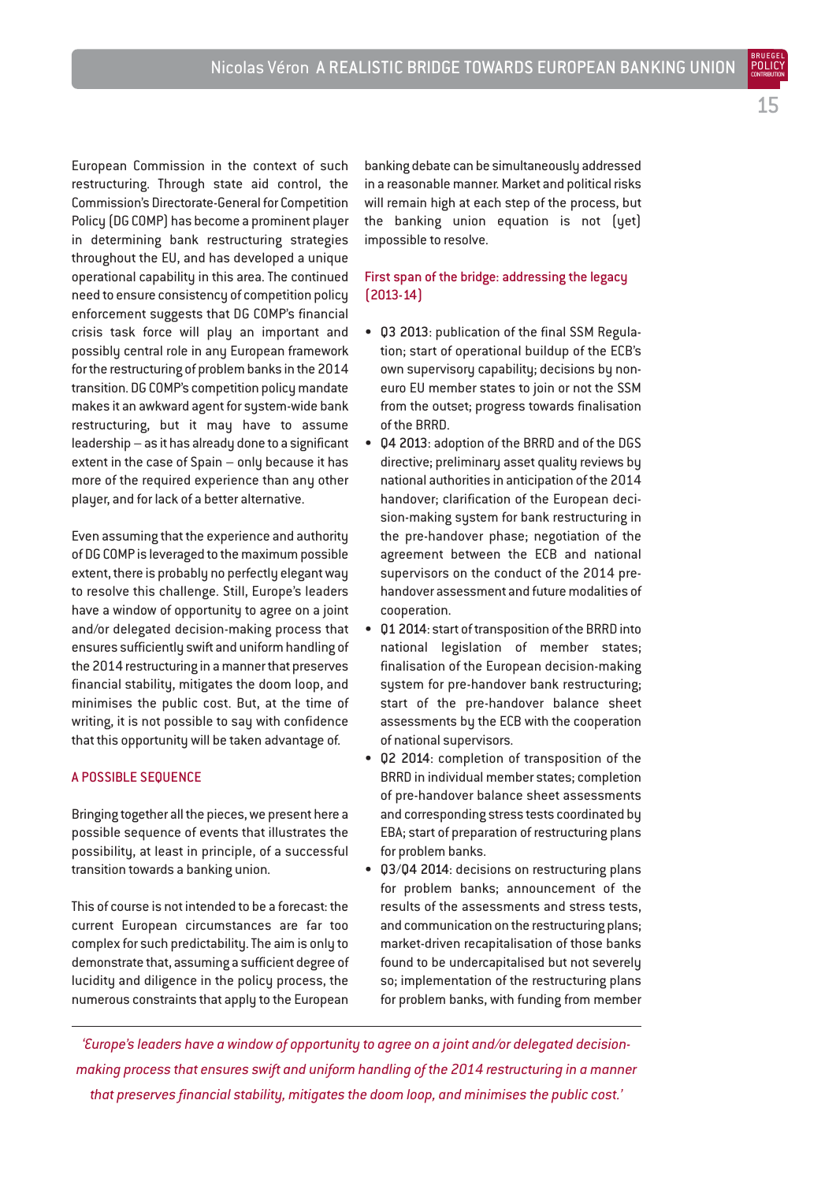European Commission in the context of such restructuring. Through state aid control, the Commission's Directorate-General for Competition Policy (DG COMP) has become a prominent player in determining bank restructuring strategies throughout the EU, and has developed a unique operational capability in this area. The continued need to ensure consistency of competition policy enforcement suggests that DG COMP's financial crisis task force will play an important and possibly central role in any European framework for the restructuring of problem banks in the 2014 transition. DG COMP's competition policy mandate makes it an awkward agent for system-wide bank restructuring, but it may have to assume leadership – as it has already done to a significant extent in the case of Spain – only because it has more of the required experience than any other player, and for lack of a better alternative.

Even assuming that the experience and authority of DG COMP is leveraged to the maximum possible extent, there is probably no perfectly elegant way to resolve this challenge. Still, Europe's leaders have a window of opportunity to agree on a joint and/or delegated decision-making process that ensures sufficiently swift and uniform handling of the 2014 restructuring in a manner that preserves financial stability, mitigates the doom loop, and minimises the public cost. But, at the time of writing, it is not possible to say with confidence that this opportunity will be taken advantage of.

## A POSSIBLE SEQUENCE

Bringing together all the pieces, we present here a possible sequence of events that illustrates the possibility, at least in principle, of a successful transition towards a banking union.

This of course is not intended to be a forecast: the current European circumstances are far too complex for such predictability. The aim is only to demonstrate that, assuming a sufficient degree of lucidity and diligence in the policy process, the numerous constraints that apply to the European banking debate can be simultaneously addressed in a reasonable manner. Market and political risks will remain high at each step of the process, but the banking union equation is not (yet) impossible to resolve.

### First span of the bridge: addressing the legacy (2013-14)

- Q3 2013: publication of the final SSM Regulation; start of operational buildup of the ECB's own supervisory capability; decisions by non-euro EU member states to join or not the SSM from the outset; progress towards finalisation of the BRRD.
- Q4 2013: adoption of the BRRD and of the DGS directive; preliminary asset quality reviews by national authorities in anticipation of the 2014 handover; clarification of the European decision-making system for bank restructuring in the pre-handover phase; negotiation of the agreement between the ECB and national supervisors on the conduct of the 2014 pre-handover assessment and future modalities of cooperation.
- Q1 2014: start of transposition of the BRRD into national legislation of member states; finalisation of the European decision-making system for pre-handover bank restructuring; start of the pre-handover balance sheet assessments by the ECB with the cooperation of national supervisors.
- Q2 2014: completion of transposition of the BRRD in individual member states; completion of pre-handover balance sheet assessments and corresponding stress tests coordinated by EBA; start of preparation of restructuring plans for problem banks.
- Q3/Q4 2014: decisions on restructuring plans for problem banks; announcement of the results of the assessments and stress tests, and communication on the restructuring plans; market-driven recapitalisation of those banks found to be undercapitalised but not severely so; implementation of the restructuring plans for problem banks, with funding from member

*'Europe's leaders have a window of opportunity to agree on a joint and/or delegated decision-making process that ensures swift and uniform handling of the 2014 restructuring in a manner that preserves financial stability, mitigates the doom loop, and minimises the public cost.'*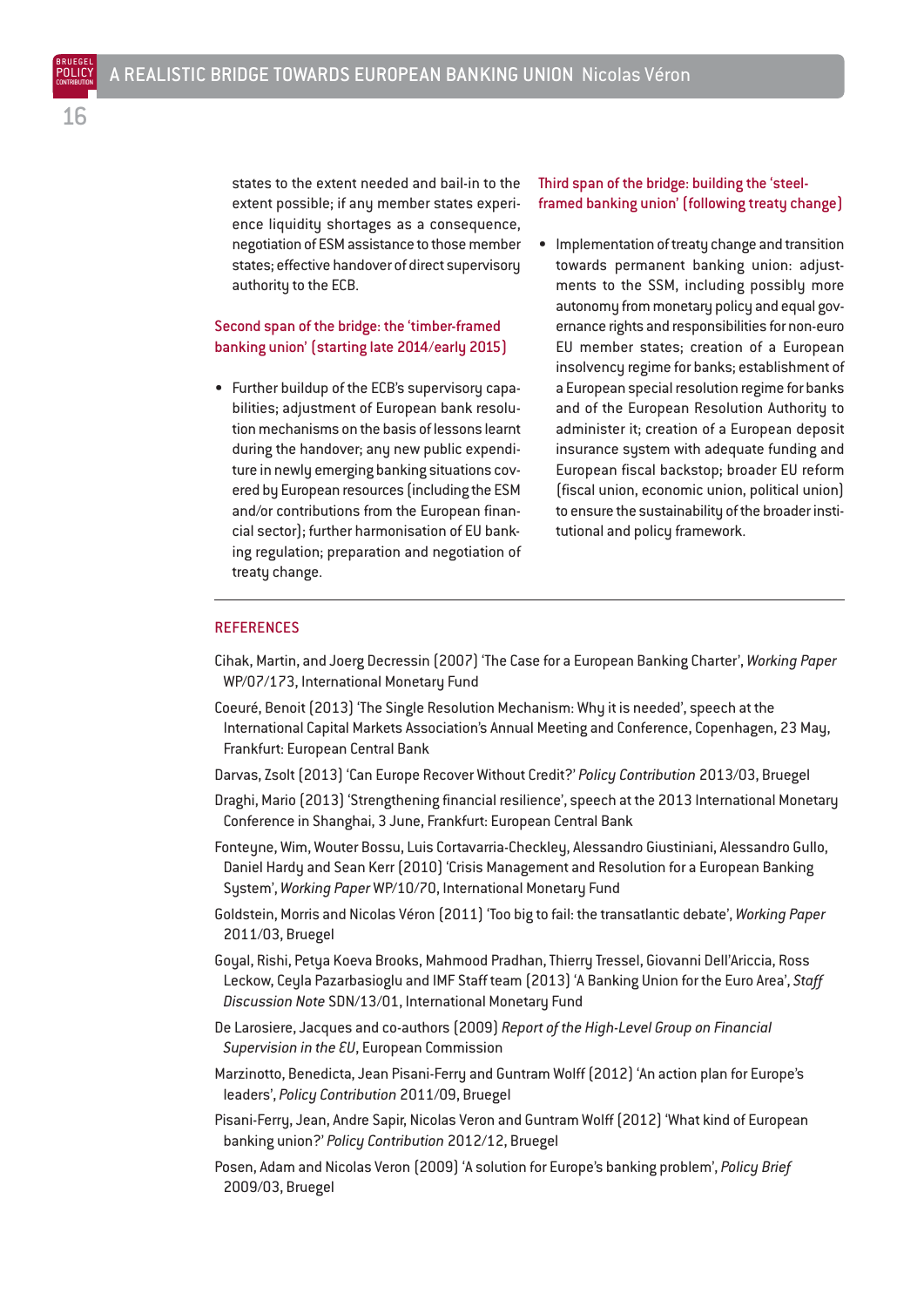states to the extent needed and bail-in to the extent possible; if any member states experience liquidity shortages as a consequence, negotiation of ESM assistance to those member states; effective handover of direct supervisory authority to the ECB.

### Second span of the bridge: the 'timber-framed banking union' (starting late 2014/early 2015)

- Further buildup of the ECB's supervisory capabilities; adjustment of European bank resolution mechanisms on the basis of lessons learnt during the handover; any new public expenditure in newly emerging banking situations covered by European resources (including the ESM and/or contributions from the European financial sector); further harmonisation of EU banking regulation; preparation and negotiation of treaty change.

### Third span of the bridge: building the 'steel-framed banking union' (following treaty change)

- Implementation of treaty change and transition towards permanent banking union: adjustments to the SSM, including possibly more autonomy from monetary policy and equal governance rights and responsibilities for non-euro EU member states; creation of a European insolvency regime for banks; establishment of a European special resolution regime for banks and of the European Resolution Authority to administer it; creation of a European deposit insurance system with adequate funding and European fiscal backstop; broader EU reform (fiscal union, economic union, political union) to ensure the sustainability of the broader institutional and policy framework.

## REFERENCES

Cihak, Martin, and Joerg Decressin (2007) 'The Case for a European Banking Charter', *Working Paper* WP/07/173, International Monetary Fund

Coeuré, Benoit (2013) 'The Single Resolution Mechanism: Why it is needed', speech at the International Capital Markets Association's Annual Meeting and Conference, Copenhagen, 23 May, Frankfurt: European Central Bank

Darvas, Zsolt (2013) 'Can Europe Recover Without Credit?' *Policy Contribution* 2013/03, Bruegel

Draghi, Mario (2013) 'Strengthening financial resilience', speech at the 2013 International Monetary Conference in Shanghai, 3 June, Frankfurt: European Central Bank

Fonteyne, Wim, Wouter Bossu, Luis Cortavarria-Checkley, Alessandro Giustiniani, Alessandro Gullo, Daniel Hardy and Sean Kerr (2010) 'Crisis Management and Resolution for a European Banking System', *Working Paper* WP/10/70, International Monetary Fund

Goldstein, Morris and Nicolas Véron (2011) 'Too big to fail: the transatlantic debate', *Working Paper* 2011/03, Bruegel

Goyal, Rishi, Petya Koeva Brooks, Mahmood Pradhan, Thierry Tressel, Giovanni Dell'Ariccia, Ross Leckow, Ceyla Pazarbasioglu and IMF Staff team (2013) 'A Banking Union for the Euro Area', *Staff Discussion Note* SDN/13/01, International Monetary Fund

De Larosiere, Jacques and co-authors (2009) *Report of the High-Level Group on Financial Supervision in the EU*, European Commission

Marzinotto, Benedicta, Jean Pisani-Ferry and Guntram Wolff (2012) 'An action plan for Europe's leaders', *Policy Contribution* 2011/09, Bruegel

Pisani-Ferry, Jean, Andre Sapir, Nicolas Veron and Guntram Wolff (2012) 'What kind of European banking union?' *Policy Contribution* 2012/12, Bruegel

Posen, Adam and Nicolas Veron (2009) 'A solution for Europe's banking problem', *Policy Brief* 2009/03, Bruegel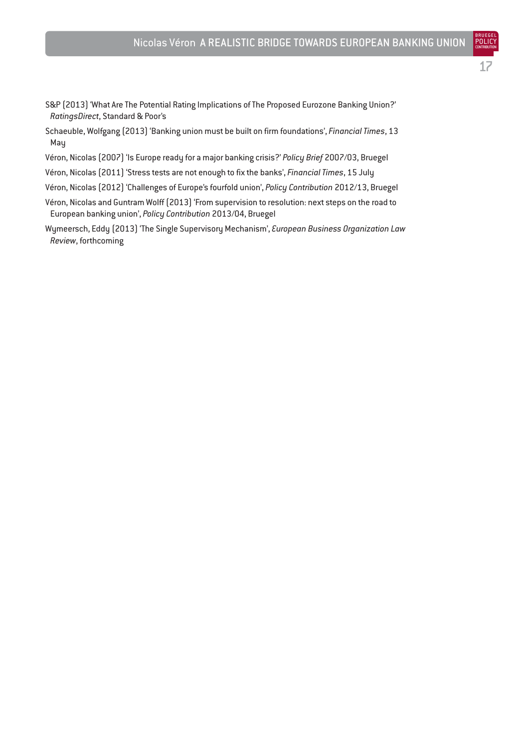S&P (2013) 'What Are The Potential Rating Implications of The Proposed Eurozone Banking Union?' *RatingsDirect*, Standard & Poor's

Schaeuble, Wolfgang (2013) 'Banking union must be built on firm foundations', *Financial Times*, 13 May

Véron, Nicolas (2007) 'Is Europe ready for a major banking crisis?' *Policy Brief* 2007/03, Bruegel

Véron, Nicolas (2011) 'Stress tests are not enough to fix the banks', *Financial Times*, 15 July

Véron, Nicolas (2012) 'Challenges of Europe's fourfold union', *Policy Contribution* 2012/13, Bruegel

Véron, Nicolas and Guntram Wolff (2013) 'From supervision to resolution: next steps on the road to European banking union', *Policy Contribution* 2013/04, Bruegel

Wymeersch, Eddy (2013) 'The Single Supervisory Mechanism', *European Business Organization Law Review*, forthcoming